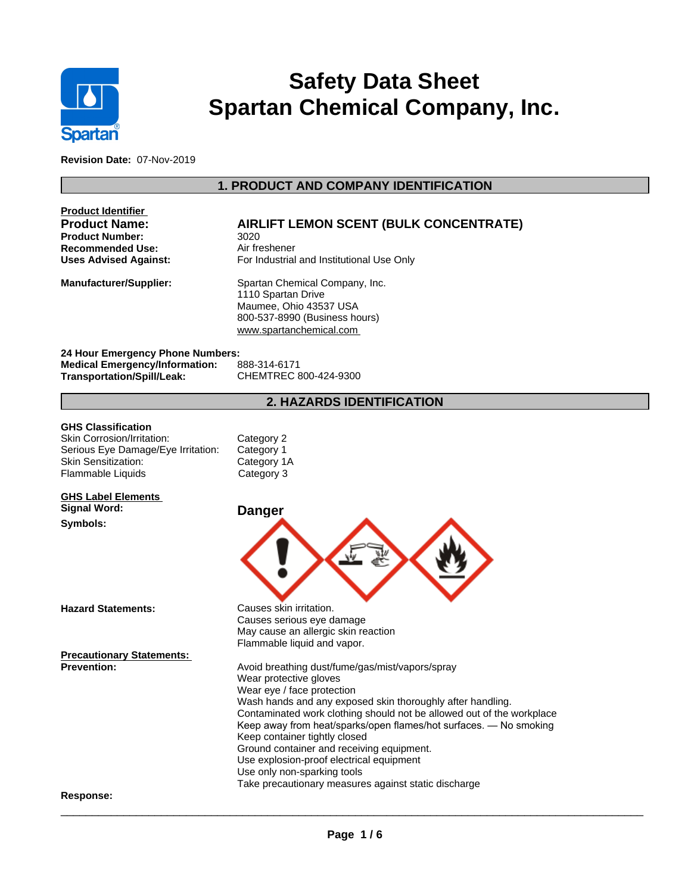# Safety Data Sheet
# Spartan Chemical Company, Inc.

**Revision Date:** 07-Nov-2019

## 1. PRODUCT AND COMPANY IDENTIFICATION

**Product Identifier**

| | |
|---|---|
| **Product Name:** | **AIRLIFT LEMON SCENT (BULK CONCENTRATE)** |
| **Product Number:** | 3020 |
| **Recommended Use:** | Air freshener |
| **Uses Advised Against:** | For Industrial and Institutional Use Only |
| **Manufacturer/Supplier:** | Spartan Chemical Company, Inc.<br>1110 Spartan Drive<br>Maumee, Ohio 43537 USA<br>800-537-8990 (Business hours)<br>www.spartanchemical.com |

**24 Hour Emergency Phone Numbers:**

| | |
|---|---|
| **Medical Emergency/Information:** | 888-314-6171 |
| **Transportation/Spill/Leak:** | CHEMTREC 800-424-9300 |

## 2. HAZARDS IDENTIFICATION

**GHS Classification**

| | |
|---|---|
| Skin Corrosion/Irritation: | Category 2 |
| Serious Eye Damage/Eye Irritation: | Category 1 |
| Skin Sensitization: | Category 1A |
| Flammable Liquids | Category 3 |

**GHS Label Elements**

**Signal Word:** **Danger**

**Symbols:**

**Hazard Statements:**

Causes skin irritation.
Causes serious eye damage
May cause an allergic skin reaction
Flammable liquid and vapor.

**Precautionary Statements:**

**Prevention:**

Avoid breathing dust/fume/gas/mist/vapors/spray
Wear protective gloves
Wear eye / face protection
Wash hands and any exposed skin thoroughly after handling.
Contaminated work clothing should not be allowed out of the workplace
Keep away from heat/sparks/open flames/hot surfaces. — No smoking
Keep container tightly closed
Ground container and receiving equipment.
Use explosion-proof electrical equipment
Use only non-sparking tools
Take precautionary measures against static discharge

**Response:**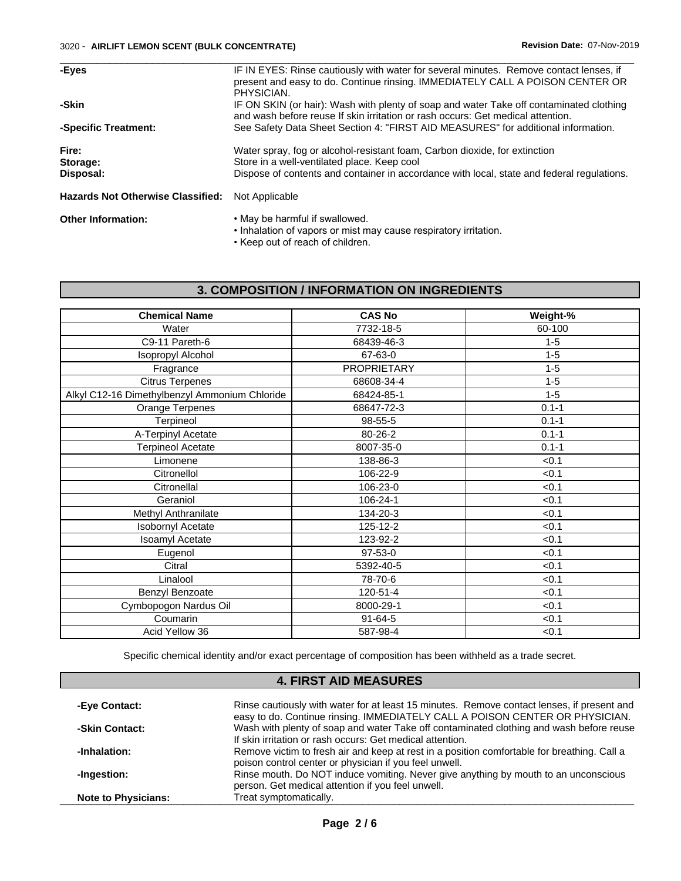| | |
|---|---|
| **-Eyes** | IF IN EYES: Rinse cautiously with water for several minutes. Remove contact lenses, if present and easy to do. Continue rinsing. IMMEDIATELY CALL A POISON CENTER OR PHYSICIAN. |
| **-Skin** | IF ON SKIN (or hair): Wash with plenty of soap and water Take off contaminated clothing and wash before reuse If skin irritation or rash occurs: Get medical attention. |
| **-Specific Treatment:** | See Safety Data Sheet Section 4: "FIRST AID MEASURES" for additional information. |
| **Fire:** | Water spray, fog or alcohol-resistant foam, Carbon dioxide, for extinction |
| **Storage:** | Store in a well-ventilated place. Keep cool |
| **Disposal:** | Dispose of contents and container in accordance with local, state and federal regulations. |

**Hazards Not Otherwise Classified:** Not Applicable

**Other Information:**

- May be harmful if swallowed.
- Inhalation of vapors or mist may cause respiratory irritation.
- Keep out of reach of children.

## 3. COMPOSITION / INFORMATION ON INGREDIENTS

| Chemical Name | CAS No | Weight-% |
|---|---|---|
| Water | 7732-18-5 | 60-100 |
| C9-11 Pareth-6 | 68439-46-3 | 1-5 |
| Isopropyl Alcohol | 67-63-0 | 1-5 |
| Fragrance | PROPRIETARY | 1-5 |
| Citrus Terpenes | 68608-34-4 | 1-5 |
| Alkyl C12-16 Dimethylbenzyl Ammonium Chloride | 68424-85-1 | 1-5 |
| Orange Terpenes | 68647-72-3 | 0.1-1 |
| Terpineol | 98-55-5 | 0.1-1 |
| A-Terpinyl Acetate | 80-26-2 | 0.1-1 |
| Terpineol Acetate | 8007-35-0 | 0.1-1 |
| Limonene | 138-86-3 | <0.1 |
| Citronellol | 106-22-9 | <0.1 |
| Citronellal | 106-23-0 | <0.1 |
| Geraniol | 106-24-1 | <0.1 |
| Methyl Anthranilate | 134-20-3 | <0.1 |
| Isobornyl Acetate | 125-12-2 | <0.1 |
| Isoamyl Acetate | 123-92-2 | <0.1 |
| Eugenol | 97-53-0 | <0.1 |
| Citral | 5392-40-5 | <0.1 |
| Linalool | 78-70-6 | <0.1 |
| Benzyl Benzoate | 120-51-4 | <0.1 |
| Cymbopogon Nardus Oil | 8000-29-1 | <0.1 |
| Coumarin | 91-64-5 | <0.1 |
| Acid Yellow 36 | 587-98-4 | <0.1 |

Specific chemical identity and/or exact percentage of composition has been withheld as a trade secret.

## 4. FIRST AID MEASURES

| | |
|---|---|
| **-Eye Contact:** | Rinse cautiously with water for at least 15 minutes. Remove contact lenses, if present and easy to do. Continue rinsing. IMMEDIATELY CALL A POISON CENTER OR PHYSICIAN. |
| **-Skin Contact:** | Wash with plenty of soap and water Take off contaminated clothing and wash before reuse If skin irritation or rash occurs: Get medical attention. |
| **-Inhalation:** | Remove victim to fresh air and keep at rest in a position comfortable for breathing. Call a poison control center or physician if you feel unwell. |
| **-Ingestion:** | Rinse mouth. Do NOT induce vomiting. Never give anything by mouth to an unconscious person. Get medical attention if you feel unwell. |
| **Note to Physicians:** | Treat symptomatically. |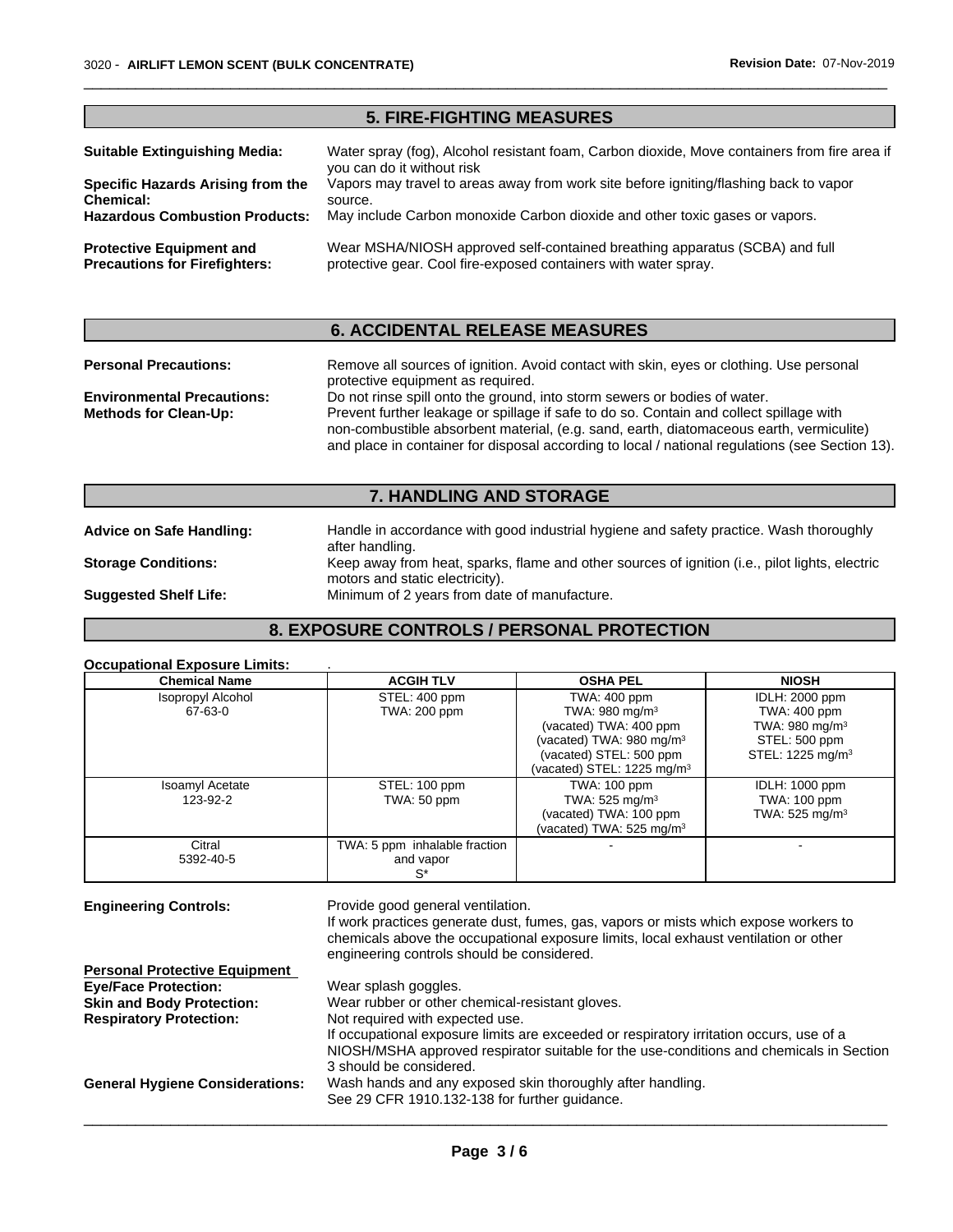## 5. FIRE-FIGHTING MEASURES

**Suitable Extinguishing Media:** Water spray (fog), Alcohol resistant foam, Carbon dioxide, Move containers from fire area if you can do it without risk

**Specific Hazards Arising from the Chemical:** Vapors may travel to areas away from work site before igniting/flashing back to vapor source.

**Hazardous Combustion Products:** May include Carbon monoxide Carbon dioxide and other toxic gases or vapors.

**Protective Equipment and Precautions for Firefighters:** Wear MSHA/NIOSH approved self-contained breathing apparatus (SCBA) and full protective gear. Cool fire-exposed containers with water spray.

## 6. ACCIDENTAL RELEASE MEASURES

**Personal Precautions:** Remove all sources of ignition. Avoid contact with skin, eyes or clothing. Use personal protective equipment as required.

**Environmental Precautions:** Do not rinse spill onto the ground, into storm sewers or bodies of water.

**Methods for Clean-Up:** Prevent further leakage or spillage if safe to do so. Contain and collect spillage with non-combustible absorbent material, (e.g. sand, earth, diatomaceous earth, vermiculite) and place in container for disposal according to local / national regulations (see Section 13).

## 7. HANDLING AND STORAGE

**Advice on Safe Handling:** Handle in accordance with good industrial hygiene and safety practice. Wash thoroughly after handling.

**Storage Conditions:** Keep away from heat, sparks, flame and other sources of ignition (i.e., pilot lights, electric motors and static electricity).

**Suggested Shelf Life:** Minimum of 2 years from date of manufacture.

## 8. EXPOSURE CONTROLS / PERSONAL PROTECTION

**Occupational Exposure Limits:** .

| Chemical Name | ACGIH TLV | OSHA PEL | NIOSH |
|---|---|---|---|
| Isopropyl Alcohol<br>67-63-0 | STEL: 400 ppm<br>TWA: 200 ppm | TWA: 400 ppm<br>TWA: 980 mg/m$^3$<br>(vacated) TWA: 400 ppm<br>(vacated) TWA: 980 mg/m$^3$<br>(vacated) STEL: 500 ppm<br>(vacated) STEL: 1225 mg/m$^3$ | IDLH: 2000 ppm<br>TWA: 400 ppm<br>TWA: 980 mg/m$^3$<br>STEL: 500 ppm<br>STEL: 1225 mg/m$^3$ |
| Isoamyl Acetate<br>123-92-2 | STEL: 100 ppm<br>TWA: 50 ppm | TWA: 100 ppm<br>TWA: 525 mg/m$^3$<br>(vacated) TWA: 100 ppm<br>(vacated) TWA: 525 mg/m$^3$ | IDLH: 1000 ppm<br>TWA: 100 ppm<br>TWA: 525 mg/m$^3$ |
| Citral<br>5392-40-5 | TWA: 5 ppm inhalable fraction and vapor<br>S* | - | - |

**Engineering Controls:** Provide good general ventilation.
If work practices generate dust, fumes, gas, vapors or mists which expose workers to chemicals above the occupational exposure limits, local exhaust ventilation or other engineering controls should be considered.

**Personal Protective Equipment**

**Eye/Face Protection:** Wear splash goggles.

**Skin and Body Protection:** Wear rubber or other chemical-resistant gloves.

**Respiratory Protection:** Not required with expected use.
If occupational exposure limits are exceeded or respiratory irritation occurs, use of a NIOSH/MSHA approved respirator suitable for the use-conditions and chemicals in Section 3 should be considered.

**General Hygiene Considerations:** Wash hands and any exposed skin thoroughly after handling.
See 29 CFR 1910.132-138 for further guidance.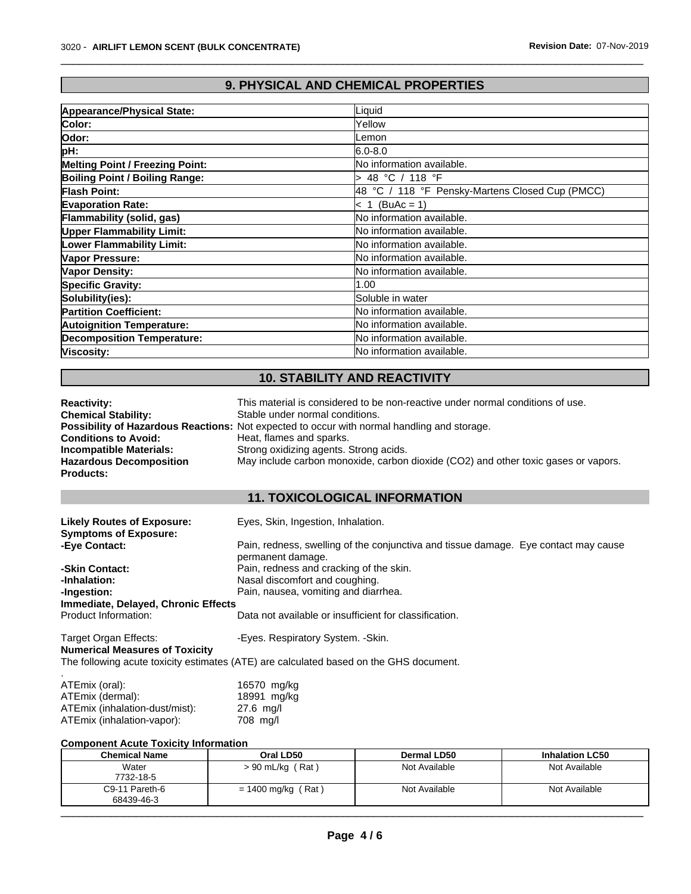## 9. PHYSICAL AND CHEMICAL PROPERTIES

| | |
|---|---|
| **Appearance/Physical State:** | Liquid |
| **Color:** | Yellow |
| **Odor:** | Lemon |
| **pH:** | 6.0-8.0 |
| **Melting Point / Freezing Point:** | No information available. |
| **Boiling Point / Boiling Range:** | > 48 °C / 118 °F |
| **Flash Point:** | 48 °C / 118 °F Pensky-Martens Closed Cup (PMCC) |
| **Evaporation Rate:** | < 1 (BuAc = 1) |
| **Flammability (solid, gas)** | No information available. |
| **Upper Flammability Limit:** | No information available. |
| **Lower Flammability Limit:** | No information available. |
| **Vapor Pressure:** | No information available. |
| **Vapor Density:** | No information available. |
| **Specific Gravity:** | 1.00 |
| **Solubility(ies):** | Soluble in water |
| **Partition Coefficient:** | No information available. |
| **Autoignition Temperature:** | No information available. |
| **Decomposition Temperature:** | No information available. |
| **Viscosity:** | No information available. |

## 10. STABILITY AND REACTIVITY

**Reactivity:** This material is considered to be non-reactive under normal conditions of use.
**Chemical Stability:** Stable under normal conditions.
**Possibility of Hazardous Reactions:** Not expected to occur with normal handling and storage.
**Conditions to Avoid:** Heat, flames and sparks.
**Incompatible Materials:** Strong oxidizing agents. Strong acids.
**Hazardous Decomposition Products:** May include carbon monoxide, carbon dioxide ($CO_2$) and other toxic gases or vapors.

## 11. TOXICOLOGICAL INFORMATION

**Likely Routes of Exposure:** Eyes, Skin, Ingestion, Inhalation.
**Symptoms of Exposure:**
**-Eye Contact:** Pain, redness, swelling of the conjunctiva and tissue damage. Eye contact may cause permanent damage.
**-Skin Contact:** Pain, redness and cracking of the skin.
**-Inhalation:** Nasal discomfort and coughing.
**-Ingestion:** Pain, nausea, vomiting and diarrhea.
**Immediate, Delayed, Chronic Effects**
Product Information: Data not available or insufficient for classification.

Target Organ Effects: -Eyes. Respiratory System. -Skin.
**Numerical Measures of Toxicity**
The following acute toxicity estimates (ATE) are calculated based on the GHS document.
.
ATEmix (oral): 16570 mg/kg
ATEmix (dermal): 18991 mg/kg
ATEmix (inhalation-dust/mist): 27.6 mg/l
ATEmix (inhalation-vapor): 708 mg/l

**Component Acute Toxicity Information**

| Chemical Name | Oral LD50 | Dermal LD50 | Inhalation LC50 |
|---|---|---|---|
| Water<br>7732-18-5 | > 90 mL/kg ( Rat ) | Not Available | Not Available |
| C9-11 Pareth-6<br>68439-46-3 | = 1400 mg/kg ( Rat ) | Not Available | Not Available |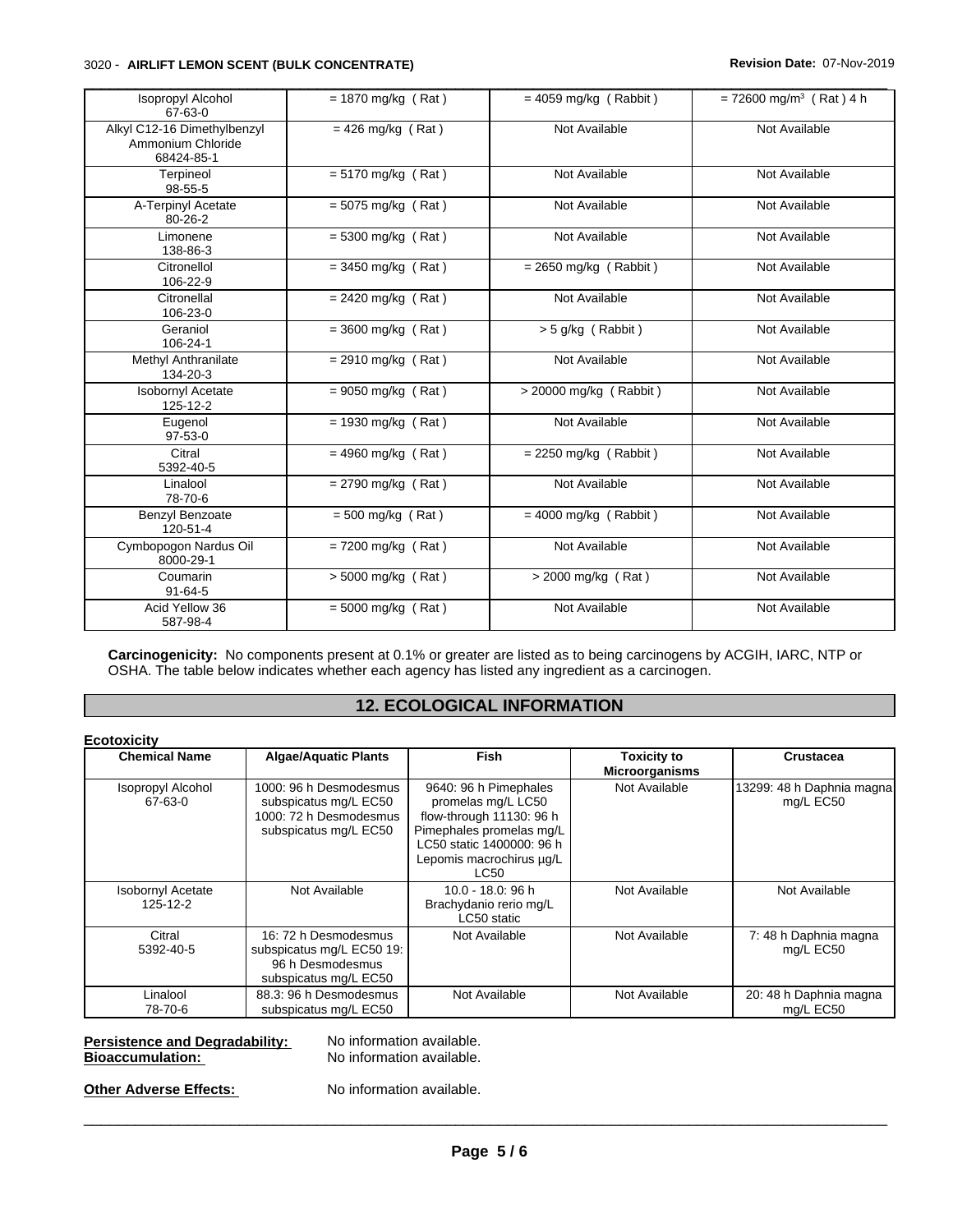| | | | |
|---|---|---|---|
| Isopropyl Alcohol 67-63-0 | = 1870 mg/kg ( Rat ) | = 4059 mg/kg ( Rabbit ) | = 72600 mg/m$^3$ ( Rat ) 4 h |
| Alkyl C12-16 Dimethylbenzyl Ammonium Chloride 68424-85-1 | = 426 mg/kg ( Rat ) | Not Available | Not Available |
| Terpineol 98-55-5 | = 5170 mg/kg ( Rat ) | Not Available | Not Available |
| A-Terpinyl Acetate 80-26-2 | = 5075 mg/kg ( Rat ) | Not Available | Not Available |
| Limonene 138-86-3 | = 5300 mg/kg ( Rat ) | Not Available | Not Available |
| Citronellol 106-22-9 | = 3450 mg/kg ( Rat ) | = 2650 mg/kg ( Rabbit ) | Not Available |
| Citronellal 106-23-0 | = 2420 mg/kg ( Rat ) | Not Available | Not Available |
| Geraniol 106-24-1 | = 3600 mg/kg ( Rat ) | > 5 g/kg ( Rabbit ) | Not Available |
| Methyl Anthranilate 134-20-3 | = 2910 mg/kg ( Rat ) | Not Available | Not Available |
| Isobornyl Acetate 125-12-2 | = 9050 mg/kg ( Rat ) | > 20000 mg/kg ( Rabbit ) | Not Available |
| Eugenol 97-53-0 | = 1930 mg/kg ( Rat ) | Not Available | Not Available |
| Citral 5392-40-5 | = 4960 mg/kg ( Rat ) | = 2250 mg/kg ( Rabbit ) | Not Available |
| Linalool 78-70-6 | = 2790 mg/kg ( Rat ) | Not Available | Not Available |
| Benzyl Benzoate 120-51-4 | = 500 mg/kg ( Rat ) | = 4000 mg/kg ( Rabbit ) | Not Available |
| Cymbopogon Nardus Oil 8000-29-1 | = 7200 mg/kg ( Rat ) | Not Available | Not Available |
| Coumarin 91-64-5 | > 5000 mg/kg ( Rat ) | > 2000 mg/kg ( Rat ) | Not Available |
| Acid Yellow 36 587-98-4 | = 5000 mg/kg ( Rat ) | Not Available | Not Available |

**Carcinogenicity:** No components present at 0.1% or greater are listed as to being carcinogens by ACGIH, IARC, NTP or OSHA. The table below indicates whether each agency has listed any ingredient as a carcinogen.

## 12. ECOLOGICAL INFORMATION

**Ecotoxicity**

| Chemical Name | Algae/Aquatic Plants | Fish | Toxicity to Microorganisms | Crustacea |
|---|---|---|---|---|
| Isopropyl Alcohol 67-63-0 | 1000: 96 h Desmodesmus subspicatus mg/L EC50 1000: 72 h Desmodesmus subspicatus mg/L EC50 | 9640: 96 h Pimephales promelas mg/L LC50 flow-through 11130: 96 h Pimephales promelas mg/L LC50 static 1400000: 96 h Lepomis macrochirus µg/L LC50 | Not Available | 13299: 48 h Daphnia magna mg/L EC50 |
| Isobornyl Acetate 125-12-2 | Not Available | 10.0 - 18.0: 96 h Brachydanio rerio mg/L LC50 static | Not Available | Not Available |
| Citral 5392-40-5 | 16: 72 h Desmodesmus subspicatus mg/L EC50 19: 96 h Desmodesmus subspicatus mg/L EC50 | Not Available | Not Available | 7: 48 h Daphnia magna mg/L EC50 |
| Linalool 78-70-6 | 88.3: 96 h Desmodesmus subspicatus mg/L EC50 | Not Available | Not Available | 20: 48 h Daphnia magna mg/L EC50 |

**Persistence and Degradability:** No information available.
**Bioaccumulation:** No information available.

**Other Adverse Effects:** No information available.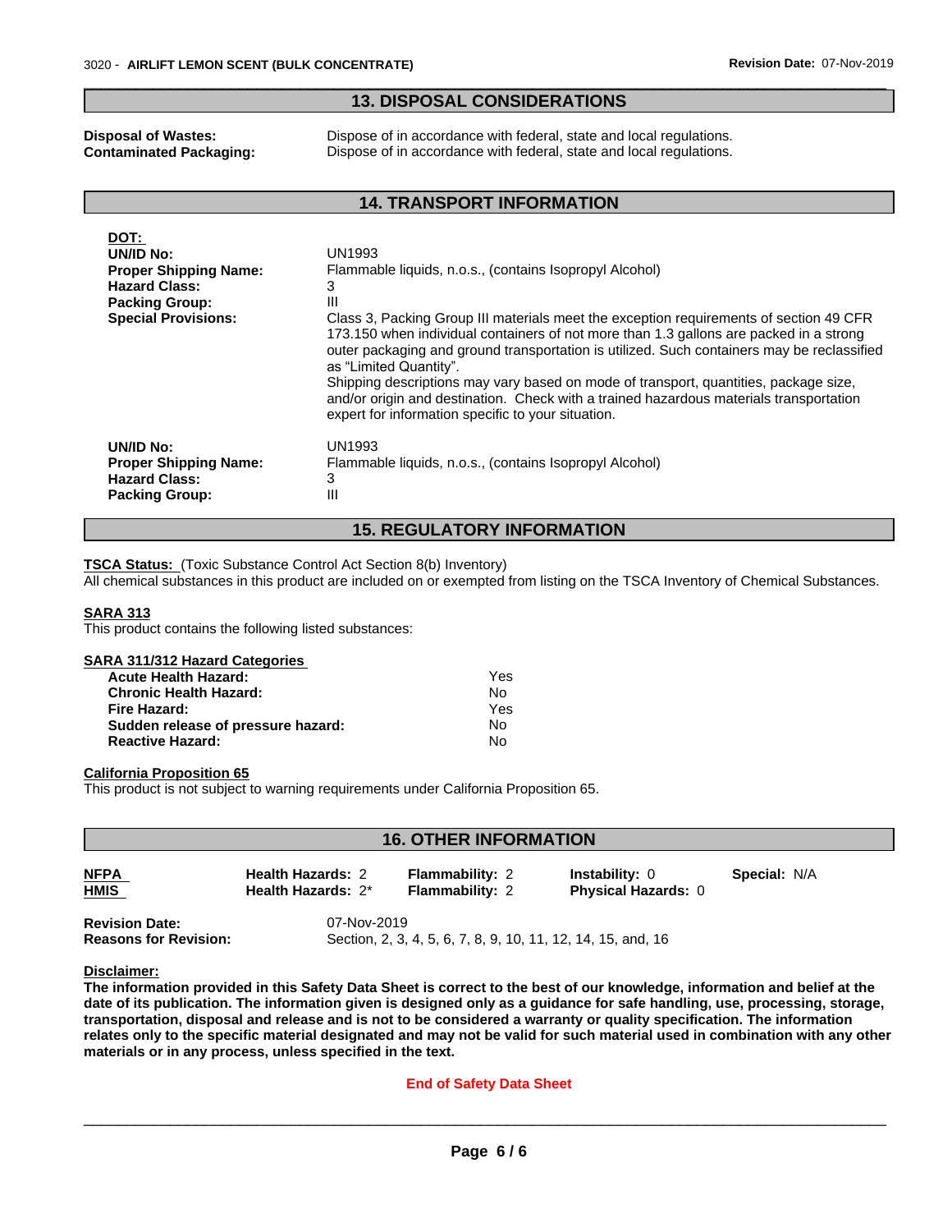## 13. DISPOSAL CONSIDERATIONS

| | |
|---|---|
| **Disposal of Wastes:** | Dispose of in accordance with federal, state and local regulations. |
| **Contaminated Packaging:** | Dispose of in accordance with federal, state and local regulations. |

## 14. TRANSPORT INFORMATION

**DOT:**

| | |
|---|---|
| **UN/ID No:** | UN1993 |
| **Proper Shipping Name:** | Flammable liquids, n.o.s., (contains Isopropyl Alcohol) |
| **Hazard Class:** | 3 |
| **Packing Group:** | III |
| **Special Provisions:** | Class 3, Packing Group III materials meet the exception requirements of section 49 CFR 173.150 when individual containers of not more than 1.3 gallons are packed in a strong outer packaging and ground transportation is utilized. Such containers may be reclassified as “Limited Quantity”. Shipping descriptions may vary based on mode of transport, quantities, package size, and/or origin and destination. Check with a trained hazardous materials transportation expert for information specific to your situation. |

| | |
|---|---|
| **UN/ID No:** | UN1993 |
| **Proper Shipping Name:** | Flammable liquids, n.o.s., (contains Isopropyl Alcohol) |
| **Hazard Class:** | 3 |
| **Packing Group:** | III |

## 15. REGULATORY INFORMATION

**TSCA Status:** (Toxic Substance Control Act Section 8(b) Inventory)
All chemical substances in this product are included on or exempted from listing on the TSCA Inventory of Chemical Substances.

**SARA 313**
This product contains the following listed substances:

**SARA 311/312 Hazard Categories**

| | |
|---|---|
| **Acute Health Hazard:** | Yes |
| **Chronic Health Hazard:** | No |
| **Fire Hazard:** | Yes |
| **Sudden release of pressure hazard:** | No |
| **Reactive Hazard:** | No |

**California Proposition 65**
This product is not subject to warning requirements under California Proposition 65.

## 16. OTHER INFORMATION

| | | | | |
|---|---|---|---|---|
| **NFPA** | **Health Hazards:** 2 | **Flammability:** 2 | **Instability:** 0 | **Special:** N/A |
| **HMIS** | **Health Hazards:** 2* | **Flammability:** 2 | **Physical Hazards:** 0 | |

| | |
|---|---|
| **Revision Date:** | 07-Nov-2019 |
| **Reasons for Revision:** | Section, 2, 3, 4, 5, 6, 7, 8, 9, 10, 11, 12, 14, 15, and, 16 |

**Disclaimer:**
**The information provided in this Safety Data Sheet is correct to the best of our knowledge, information and belief at the date of its publication. The information given is designed only as a guidance for safe handling, use, processing, storage, transportation, disposal and release and is not to be considered a warranty or quality specification. The information relates only to the specific material designated and may not be valid for such material used in combination with any other materials or in any process, unless specified in the text.**

**End of Safety Data Sheet**